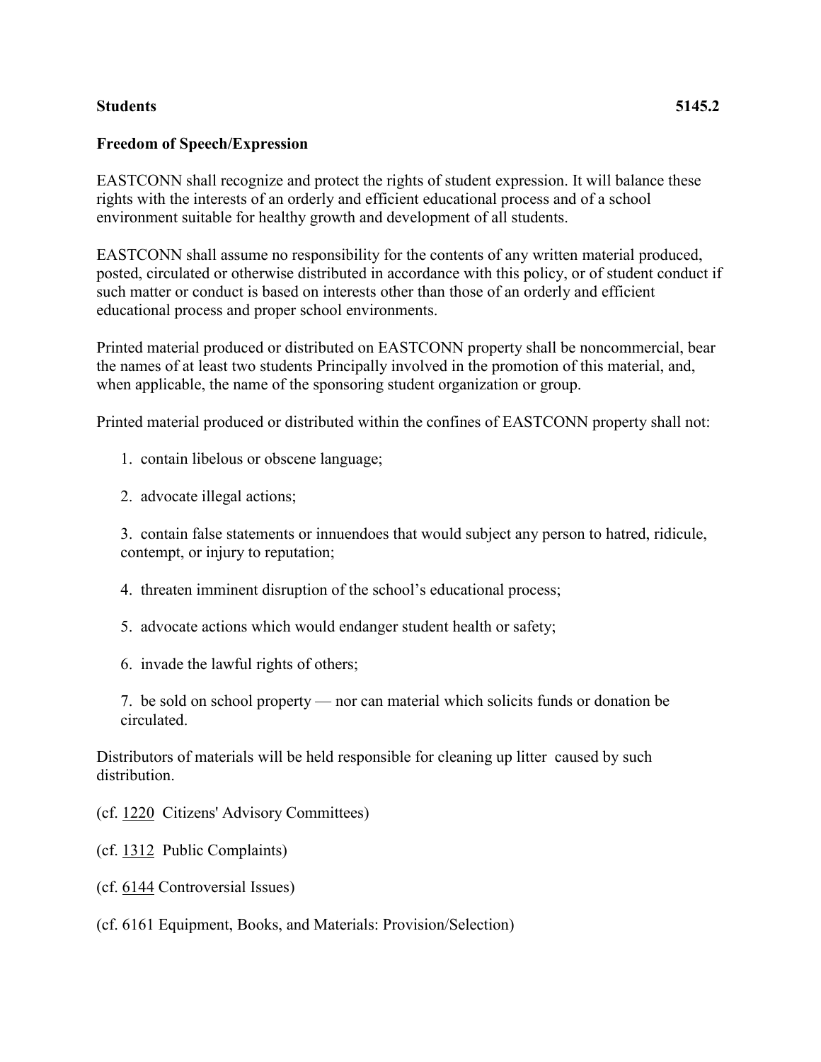**Students 5145.2**

## Freedom of Speech/Expression

EASTCONN shall recognize and protect the rights of student expression. It will balance these rights with the interests of an orderly and efficient educational process and of a school environment suitable for healthy growth and development of all students.

EASTCONN shall assume no responsibility for the contents of any written material produced, posted, circulated or otherwise distributed in accordance with this policy, or of student conduct if such matter or conduct is based on interests other than those of an orderly and efficient educational process and proper school environments.

Printed material produced or distributed on EASTCONN property shall be noncommercial, bear the names of at least two students Principally involved in the promotion of this material, and, when applicable, the name of the sponsoring student organization or group.

Printed material produced or distributed within the confines of EASTCONN property shall not:

1. contain libelous or obscene language;
2. advocate illegal actions;
3. contain false statements or innuendoes that would subject any person to hatred, ridicule, contempt, or injury to reputation;
4. threaten imminent disruption of the school's educational process;
5. advocate actions which would endanger student health or safety;
6. invade the lawful rights of others;
7. be sold on school property — nor can material which solicits funds or donation be circulated.

Distributors of materials will be held responsible for cleaning up litter caused by such distribution.

(cf. 1220 Citizens' Advisory Committees)

(cf. 1312 Public Complaints)

(cf. 6144 Controversial Issues)

(cf. 6161 Equipment, Books, and Materials: Provision/Selection)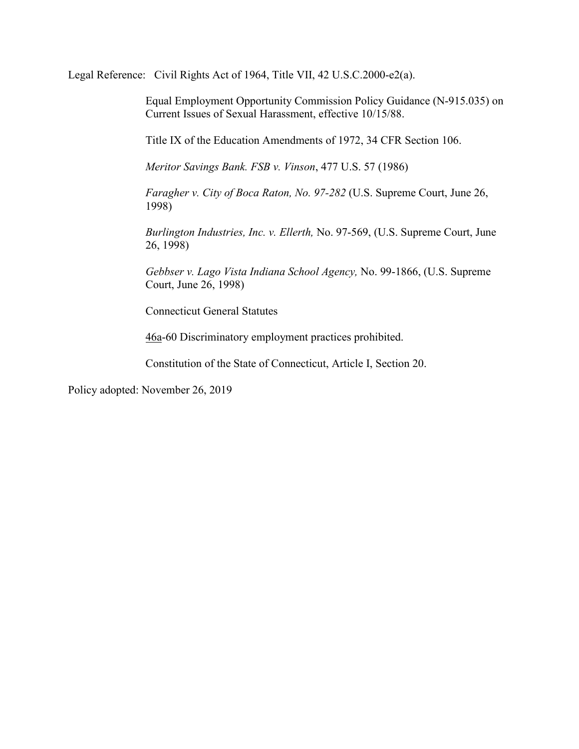Legal Reference: Civil Rights Act of 1964, Title VII, 42 U.S.C.2000-e2(a).

Equal Employment Opportunity Commission Policy Guidance (N-915.035) on Current Issues of Sexual Harassment, effective 10/15/88.

Title IX of the Education Amendments of 1972, 34 CFR Section 106.

*Meritor Savings Bank. FSB v. Vinson*, 477 U.S. 57 (1986)

*Faragher v. City of Boca Raton, No. 97-282* (U.S. Supreme Court, June 26, 1998)

*Burlington Industries, Inc. v. Ellerth,* No. 97-569, (U.S. Supreme Court, June 26, 1998)

*Gebbser v. Lago Vista Indiana School Agency,* No. 99-1866, (U.S. Supreme Court, June 26, 1998)

Connecticut General Statutes

46a-60 Discriminatory employment practices prohibited.

Constitution of the State of Connecticut, Article I, Section 20.

Policy adopted: November 26, 2019